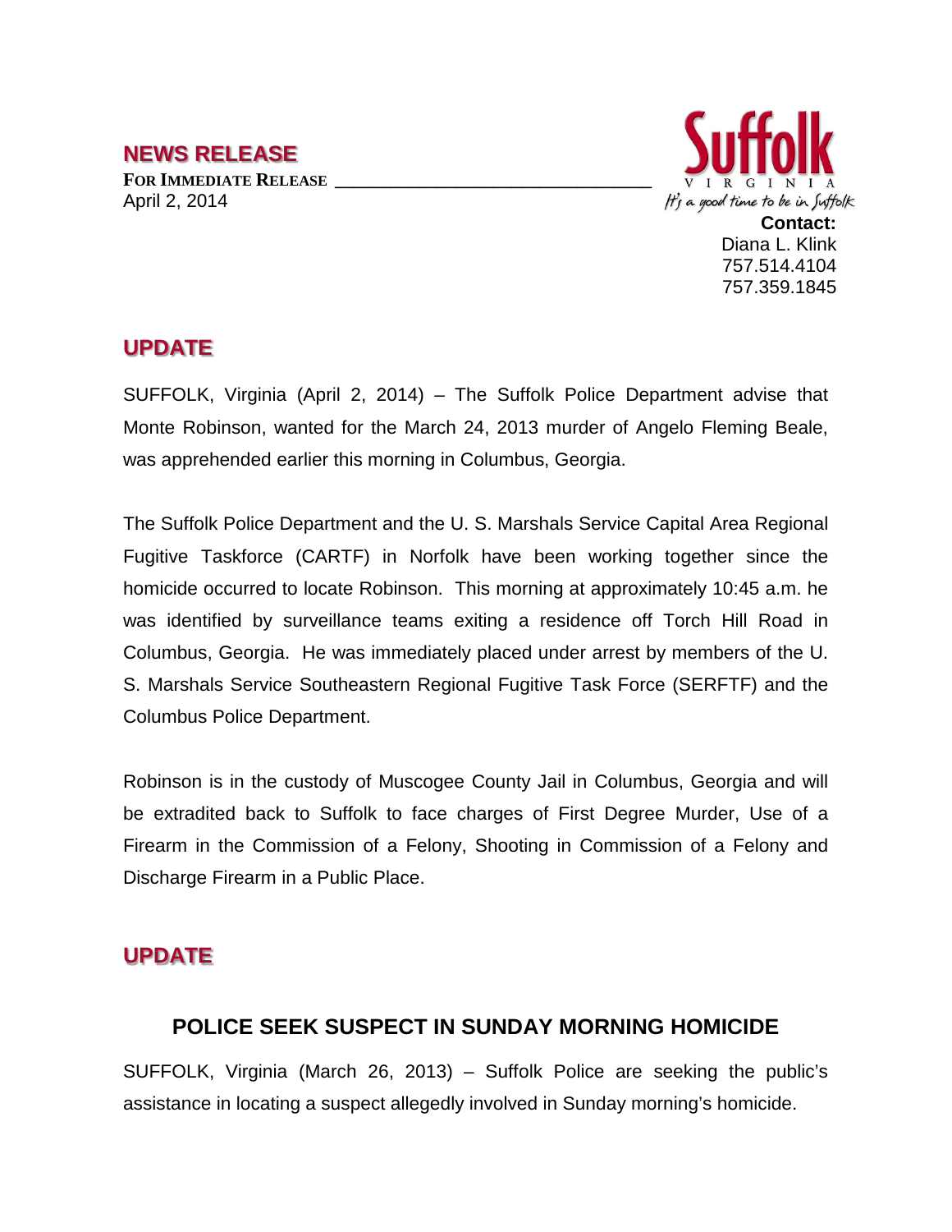## NEWS RELEASE

**FOR IMMEDIATE RELEASE**

April 2, 2014

Suffolk VIRGINIA
It's a good time to be in Suffolk

**Contact:**
Diana L. Klink
757.514.4104
757.359.1845

## UPDATE

SUFFOLK, Virginia (April 2, 2014) – The Suffolk Police Department advise that Monte Robinson, wanted for the March 24, 2013 murder of Angelo Fleming Beale, was apprehended earlier this morning in Columbus, Georgia.

The Suffolk Police Department and the U. S. Marshals Service Capital Area Regional Fugitive Taskforce (CARTF) in Norfolk have been working together since the homicide occurred to locate Robinson. This morning at approximately 10:45 a.m. he was identified by surveillance teams exiting a residence off Torch Hill Road in Columbus, Georgia. He was immediately placed under arrest by members of the U. S. Marshals Service Southeastern Regional Fugitive Task Force (SERFTF) and the Columbus Police Department.

Robinson is in the custody of Muscogee County Jail in Columbus, Georgia and will be extradited back to Suffolk to face charges of First Degree Murder, Use of a Firearm in the Commission of a Felony, Shooting in Commission of a Felony and Discharge Firearm in a Public Place.

## UPDATE

### POLICE SEEK SUSPECT IN SUNDAY MORNING HOMICIDE

SUFFOLK, Virginia (March 26, 2013) – Suffolk Police are seeking the public's assistance in locating a suspect allegedly involved in Sunday morning's homicide.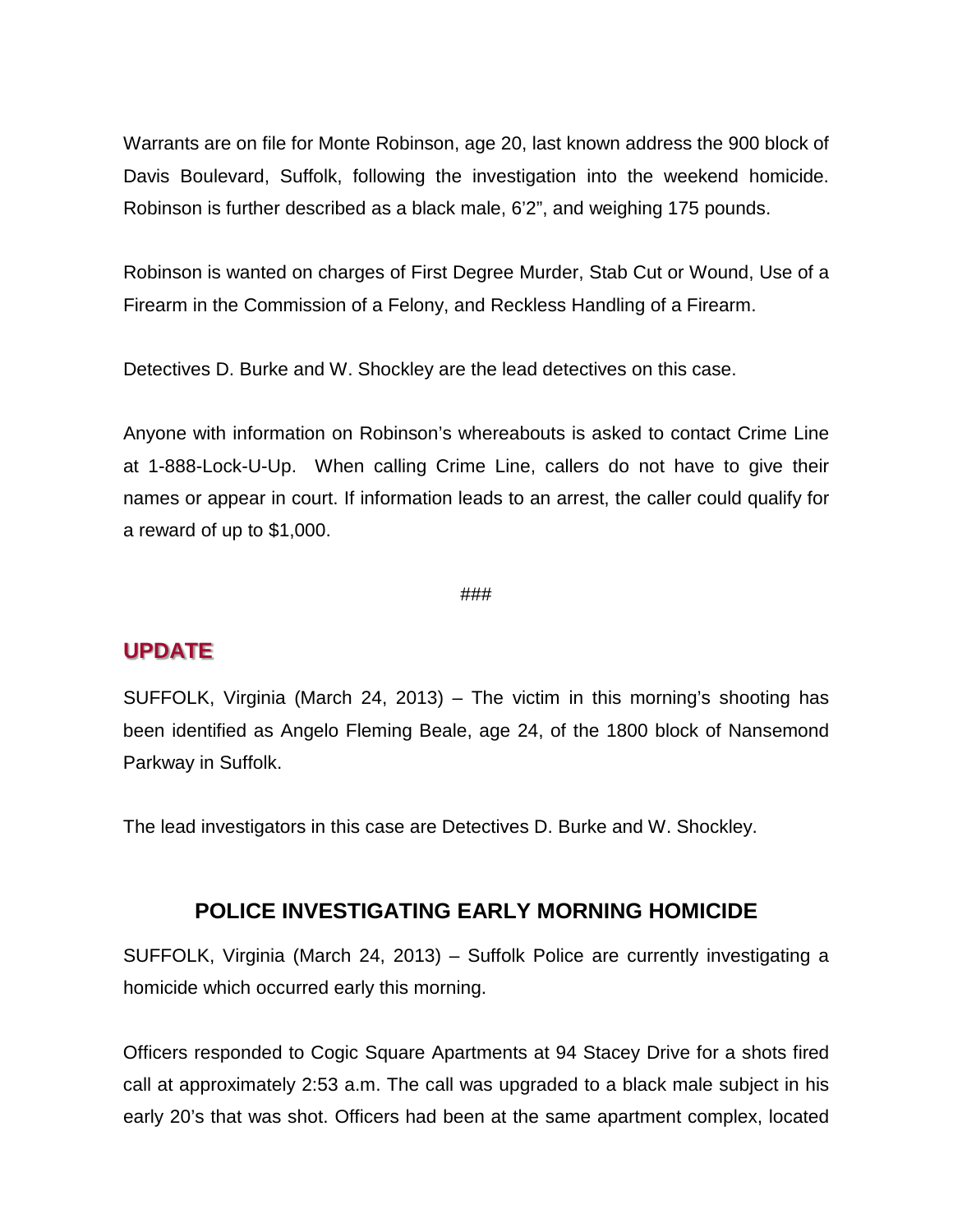Warrants are on file for Monte Robinson, age 20, last known address the 900 block of Davis Boulevard, Suffolk, following the investigation into the weekend homicide. Robinson is further described as a black male, 6'2", and weighing 175 pounds.

Robinson is wanted on charges of First Degree Murder, Stab Cut or Wound, Use of a Firearm in the Commission of a Felony, and Reckless Handling of a Firearm.

Detectives D. Burke and W. Shockley are the lead detectives on this case.

Anyone with information on Robinson's whereabouts is asked to contact Crime Line at 1-888-Lock-U-Up. When calling Crime Line, callers do not have to give their names or appear in court. If information leads to an arrest, the caller could qualify for a reward of up to $1,000.

###

## UPDATE

SUFFOLK, Virginia (March 24, 2013) – The victim in this morning's shooting has been identified as Angelo Fleming Beale, age 24, of the 1800 block of Nansemond Parkway in Suffolk.

The lead investigators in this case are Detectives D. Burke and W. Shockley.

## POLICE INVESTIGATING EARLY MORNING HOMICIDE

SUFFOLK, Virginia (March 24, 2013) – Suffolk Police are currently investigating a homicide which occurred early this morning.

Officers responded to Cogic Square Apartments at 94 Stacey Drive for a shots fired call at approximately 2:53 a.m. The call was upgraded to a black male subject in his early 20's that was shot. Officers had been at the same apartment complex, located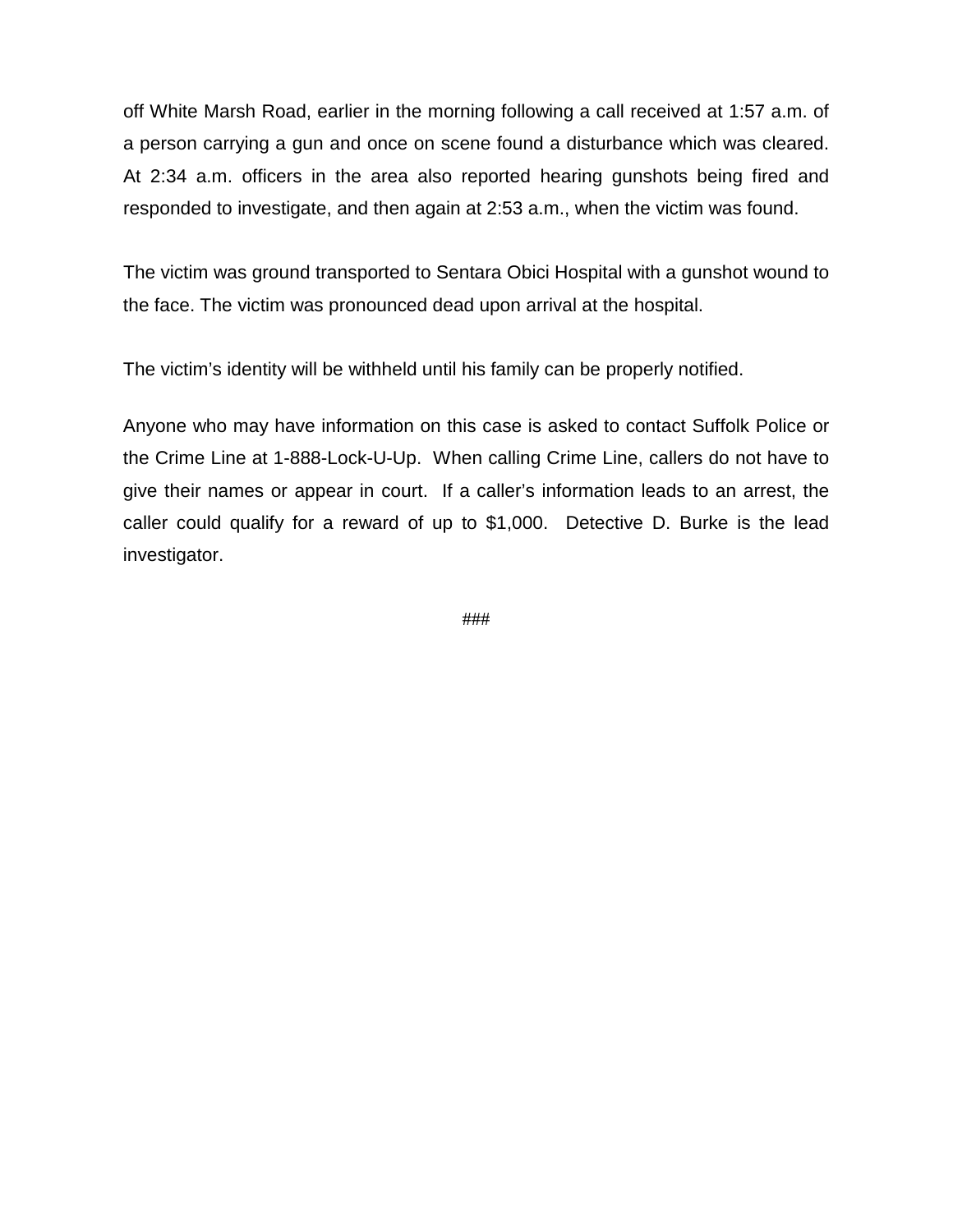off White Marsh Road, earlier in the morning following a call received at 1:57 a.m. of a person carrying a gun and once on scene found a disturbance which was cleared. At 2:34 a.m. officers in the area also reported hearing gunshots being fired and responded to investigate, and then again at 2:53 a.m., when the victim was found.

The victim was ground transported to Sentara Obici Hospital with a gunshot wound to the face. The victim was pronounced dead upon arrival at the hospital.

The victim's identity will be withheld until his family can be properly notified.

Anyone who may have information on this case is asked to contact Suffolk Police or the Crime Line at 1-888-Lock-U-Up. When calling Crime Line, callers do not have to give their names or appear in court. If a caller's information leads to an arrest, the caller could qualify for a reward of up to $1,000. Detective D. Burke is the lead investigator.

###